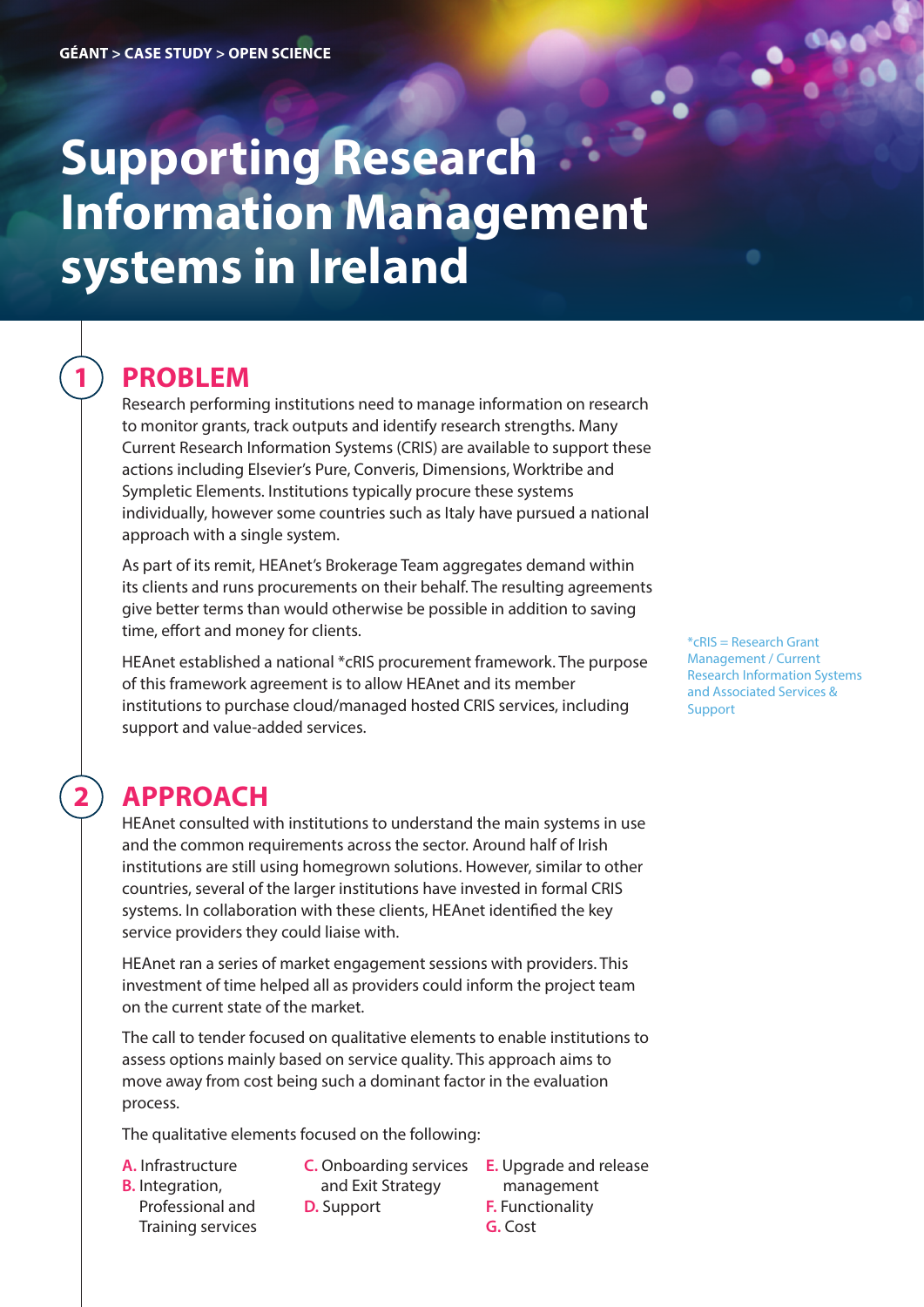GÉANT > CASE STUDY > OPEN SCIENCE

# Supporting Research Information Management systems in Ireland

## 1 PROBLEM

Research performing institutions need to manage information on research to monitor grants, track outputs and identify research strengths. Many Current Research Information Systems (CRIS) are available to support these actions including Elsevier's Pure, Converis, Dimensions, Worktribe and Symplectic Elements. Institutions typically procure these systems individually, however some countries such as Italy have pursued a national approach with a single system.

As part of its remit, HEAnet's Brokerage Team aggregates demand within its clients and runs procurements on their behalf. The resulting agreements give better terms than would otherwise be possible in addition to saving time, effort and money for clients.

HEAnet established a national *cRIS procurement framework. The purpose of this framework agreement is to allow HEAnet and its member institutions to purchase cloud/managed hosted CRIS services, including support and value-added services.

*cRIS = Research Grant Management / Current Research Information Systems and Associated Services & Support

## 2 APPROACH

HEAnet consulted with institutions to understand the main systems in use and the common requirements across the sector. Around half of Irish institutions are still using homegrown solutions. However, similar to other countries, several of the larger institutions have invested in formal CRIS systems. In collaboration with these clients, HEAnet identified the key service providers they could liaise with.

HEAnet ran a series of market engagement sessions with providers. This investment of time helped all as providers could inform the project team on the current state of the market.

The call to tender focused on qualitative elements to enable institutions to assess options mainly based on service quality. This approach aims to move away from cost being such a dominant factor in the evaluation process.

The qualitative elements focused on the following:

- **A.** Infrastructure
- **B.** Integration, Professional and Training services
- **C.** Onboarding services and Exit Strategy
- **D.** Support
- **E.** Upgrade and release management
- **F.** Functionality
- **G.** Cost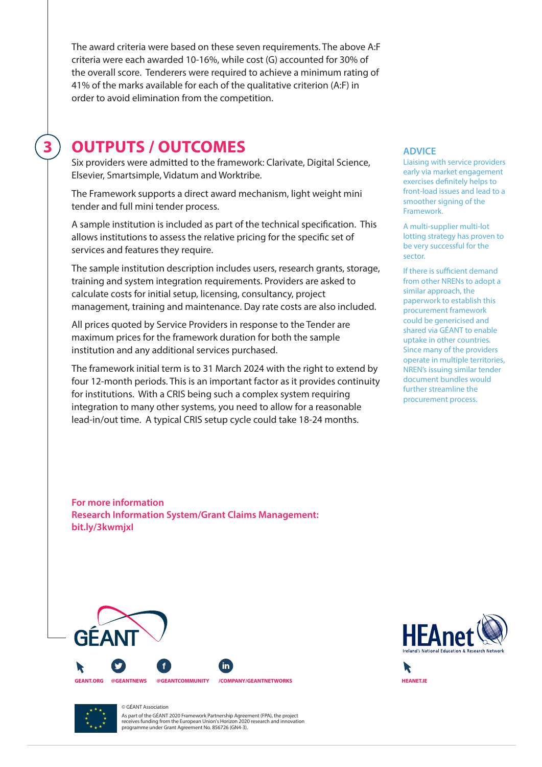The award criteria were based on these seven requirements. The above A:F criteria were each awarded 10-16%, while cost (G) accounted for 30% of the overall score. Tenderers were required to achieve a minimum rating of 41% of the marks available for each of the qualitative criterion (A:F) in order to avoid elimination from the competition.

## 3 OUTPUTS / OUTCOMES

Six providers were admitted to the framework: Clarivate, Digital Science, Elsevier, Smartsimple, Vidatum and Worktribe.

The Framework supports a direct award mechanism, light weight mini tender and full mini tender process.

A sample institution is included as part of the technical specification. This allows institutions to assess the relative pricing for the specific set of services and features they require.

The sample institution description includes users, research grants, storage, training and system integration requirements. Providers are asked to calculate costs for initial setup, licensing, consultancy, project management, training and maintenance. Day rate costs are also included.

All prices quoted by Service Providers in response to the Tender are maximum prices for the framework duration for both the sample institution and any additional services purchased.

The framework initial term is to 31 March 2024 with the right to extend by four 12-month periods. This is an important factor as it provides continuity for institutions. With a CRIS being such a complex system requiring integration to many other systems, you need to allow for a reasonable lead-in/out time. A typical CRIS setup cycle could take 18-24 months.

### ADVICE

Liaising with service providers early via market engagement exercises definitely helps to front-load issues and lead to a smoother signing of the Framework.

A multi-supplier multi-lot lotting strategy has proven to be very successful for the sector.

If there is sufficient demand from other NRENs to adopt a similar approach, the paperwork to establish this procurement framework could be genericised and shared via GÉANT to enable uptake in other countries. Since many of the providers operate in multiple territories, NREN's issuing similar tender document bundles would further streamline the procurement process.

**For more information**
**Research Information System/Grant Claims Management:**
**bit.ly/3kwmjxl**

GÉANT

GEANT.ORG @GEANTNEWS @GEANTCOMMUNITY /COMPANY/GEANTNETWORKS

HEAnet
Ireland's National Education & Research Network

HEANET.IE

© GÉANT Association
As part of the GÉANT 2020 Framework Partnership Agreement (FPA), the project receives funding from the European Union's Horizon 2020 research and innovation programme under Grant Agreement No. 856726 (GN4-3).